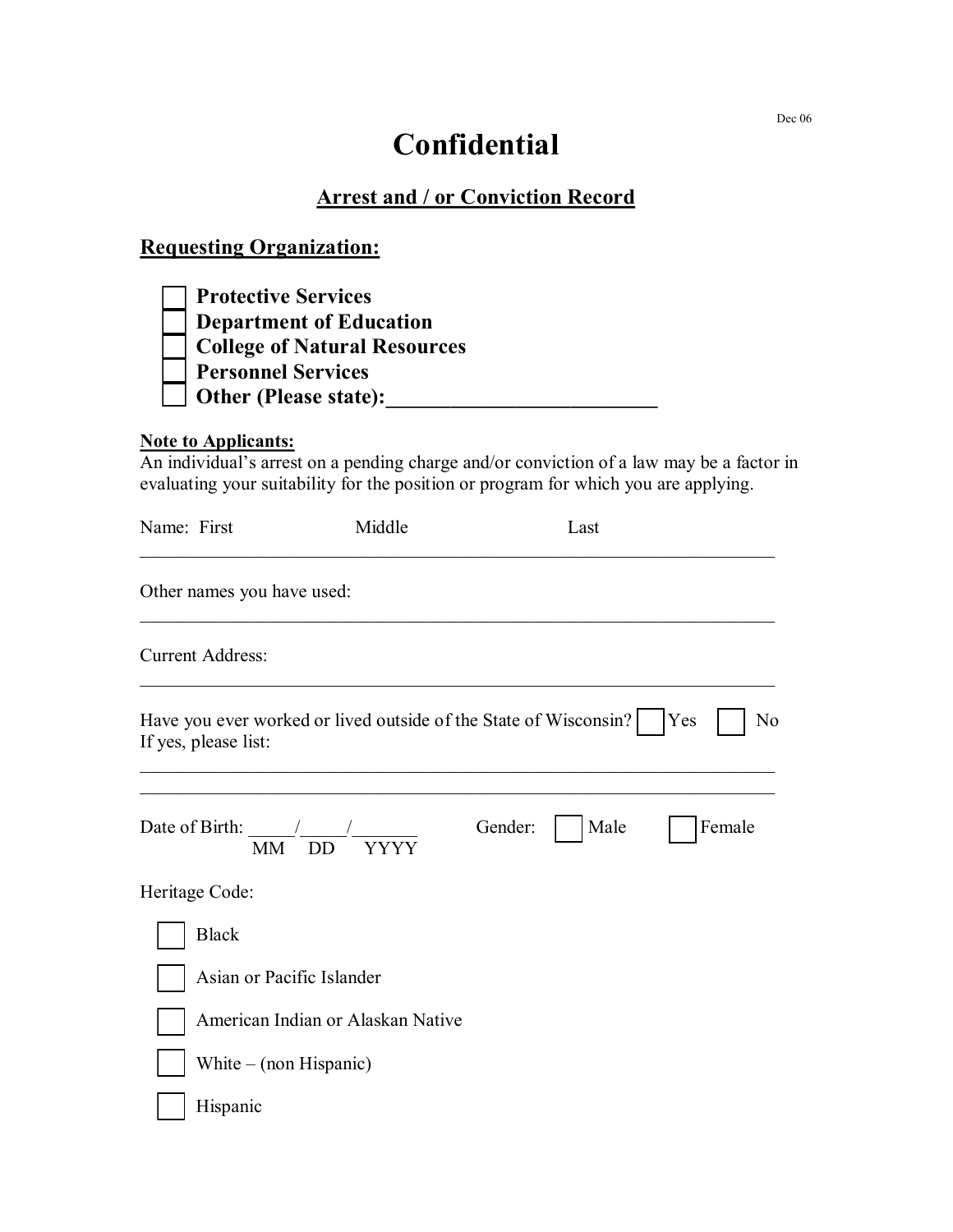Dec 06

# Confidential

## Arrest and / or Conviction Record

### Requesting Organization:

- ☐ **Protective Services**
- ☐ **Department of Education**
- ☐ **College of Natural Resources**
- ☐ **Personnel Services**
- ☐ **Other (Please state):_________________________**

**Note to Applicants:**
An individual's arrest on a pending charge and/or conviction of a law may be a factor in evaluating your suitability for the position or program for which you are applying.

Name: First Middle Last
______________________________________________________________________

Other names you have used:
______________________________________________________________________

Current Address:
______________________________________________________________________

Have you ever worked or lived outside of the State of Wisconsin? ☐ Yes ☐ No
If yes, please list:
______________________________________________________________________
______________________________________________________________________

Date of Birth: _____/_____/_______ Gender: ☐ Male ☐ Female
MM DD YYYY

Heritage Code:

- ☐ Black
- ☐ Asian or Pacific Islander
- ☐ American Indian or Alaskan Native
- ☐ White – (non Hispanic)
- ☐ Hispanic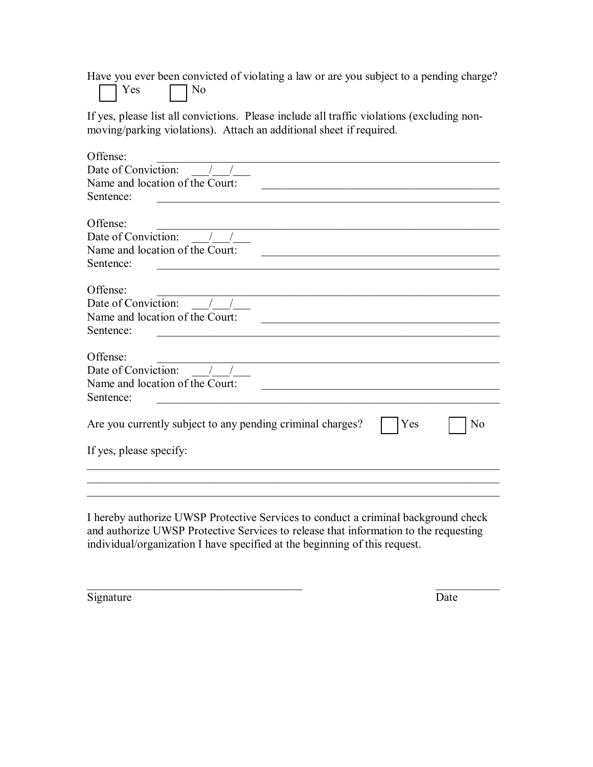Have you ever been convicted of violating a law or are you subject to a pending charge?

☐ Yes ☐ No

If yes, please list all convictions. Please include all traffic violations (excluding non-moving/parking violations). Attach an additional sheet if required.

Offense: ____________________________________________________________
Date of Conviction: ___/___/___
Name and location of the Court: ___________________________________________
Sentence: ____________________________________________________________

Offense: ____________________________________________________________
Date of Conviction: ___/___/___
Name and location of the Court: ___________________________________________
Sentence: ____________________________________________________________

Offense: ____________________________________________________________
Date of Conviction: ___/___/___
Name and location of the Court: ___________________________________________
Sentence: ____________________________________________________________

Offense: ____________________________________________________________
Date of Conviction: ___/___/___
Name and location of the Court: ___________________________________________
Sentence: ____________________________________________________________

Are you currently subject to any pending criminal charges? ☐ Yes ☐ No

If yes, please specify:

______________________________________________________________________
______________________________________________________________________
______________________________________________________________________

I hereby authorize UWSP Protective Services to conduct a criminal background check and authorize UWSP Protective Services to release that information to the requesting individual/organization I have specified at the beginning of this request.

_______________________________________ ____________

Signature Date